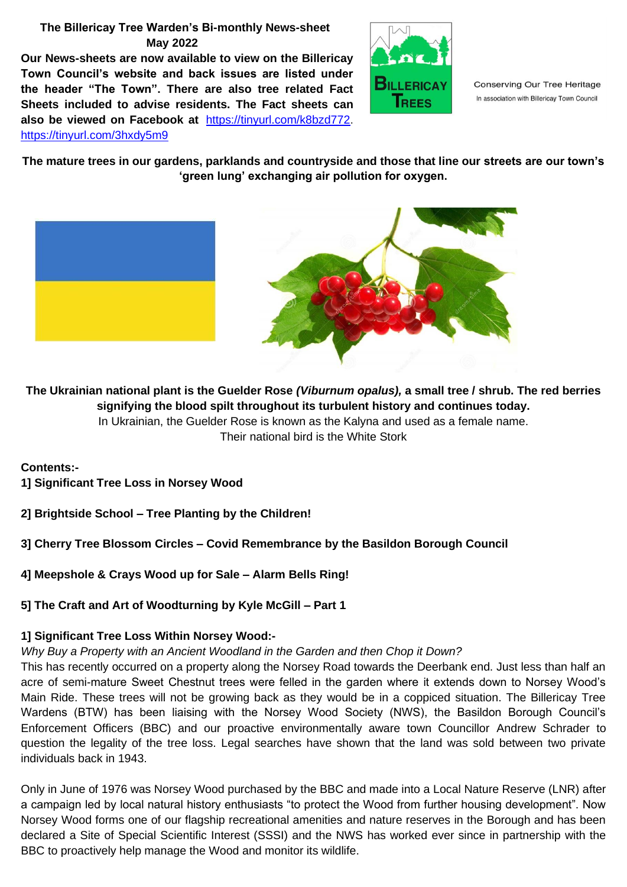**The Billericay Tree Warden's Bi-monthly News-sheet**
**May 2022**

**Our News-sheets are now available to view on the Billericay Town Council's website and back issues are listed under the header "The Town". There are also tree related Fact Sheets included to advise residents. The Fact sheets can also be viewed on Facebook at** https://tinyurl.com/k8bzd772. https://tinyurl.com/3hxdy5m9

Conserving Our Tree Heritage
In association with Billericay Town Council

**The mature trees in our gardens, parklands and countryside and those that line our streets are our town's 'green lung' exchanging air pollution for oxygen.**

**The Ukrainian national plant is the Guelder Rose *(Viburnum opalus),* a small tree / shrub. The red berries signifying the blood spilt throughout its turbulent history and continues today.**
In Ukrainian, the Guelder Rose is known as the Kalyna and used as a female name.
Their national bird is the White Stork

**Contents:-**

**1] Significant Tree Loss in Norsey Wood**

**2] Brightside School – Tree Planting by the Children!**

**3] Cherry Tree Blossom Circles – Covid Remembrance by the Basildon Borough Council**

**4] Meepshole & Crays Wood up for Sale – Alarm Bells Ring!**

**5] The Craft and Art of Woodturning by Kyle McGill – Part 1**

## 1] Significant Tree Loss Within Norsey Wood:-

*Why Buy a Property with an Ancient Woodland in the Garden and then Chop it Down?*

This has recently occurred on a property along the Norsey Road towards the Deerbank end. Just less than half an acre of semi-mature Sweet Chestnut trees were felled in the garden where it extends down to Norsey Wood's Main Ride. These trees will not be growing back as they would be in a coppiced situation. The Billericay Tree Wardens (BTW) has been liaising with the Norsey Wood Society (NWS), the Basildon Borough Council's Enforcement Officers (BBC) and our proactive environmentally aware town Councillor Andrew Schrader to question the legality of the tree loss. Legal searches have shown that the land was sold between two private individuals back in 1943.

Only in June of 1976 was Norsey Wood purchased by the BBC and made into a Local Nature Reserve (LNR) after a campaign led by local natural history enthusiasts "to protect the Wood from further housing development". Now Norsey Wood forms one of our flagship recreational amenities and nature reserves in the Borough and has been declared a Site of Special Scientific Interest (SSSI) and the NWS has worked ever since in partnership with the BBC to proactively help manage the Wood and monitor its wildlife.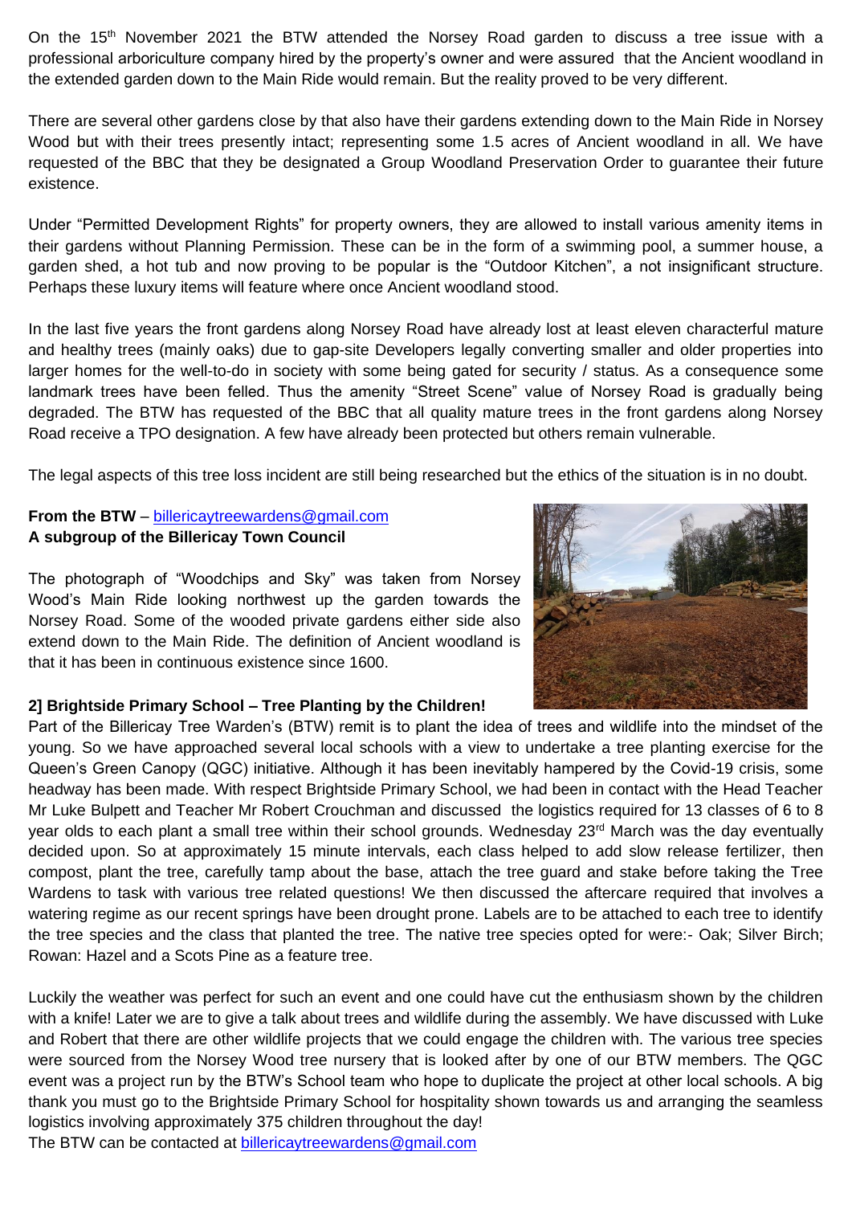On the 15th November 2021 the BTW attended the Norsey Road garden to discuss a tree issue with a professional arboriculture company hired by the property's owner and were assured that the Ancient woodland in the extended garden down to the Main Ride would remain. But the reality proved to be very different.

There are several other gardens close by that also have their gardens extending down to the Main Ride in Norsey Wood but with their trees presently intact; representing some 1.5 acres of Ancient woodland in all. We have requested of the BBC that they be designated a Group Woodland Preservation Order to guarantee their future existence.

Under "Permitted Development Rights" for property owners, they are allowed to install various amenity items in their gardens without Planning Permission. These can be in the form of a swimming pool, a summer house, a garden shed, a hot tub and now proving to be popular is the "Outdoor Kitchen", a not insignificant structure. Perhaps these luxury items will feature where once Ancient woodland stood.

In the last five years the front gardens along Norsey Road have already lost at least eleven characterful mature and healthy trees (mainly oaks) due to gap-site Developers legally converting smaller and older properties into larger homes for the well-to-do in society with some being gated for security / status. As a consequence some landmark trees have been felled. Thus the amenity "Street Scene" value of Norsey Road is gradually being degraded. The BTW has requested of the BBC that all quality mature trees in the front gardens along Norsey Road receive a TPO designation. A few have already been protected but others remain vulnerable.

The legal aspects of this tree loss incident are still being researched but the ethics of the situation is in no doubt.

**From the BTW** – billericaytreewardens@gmail.com
**A subgroup of the Billericay Town Council**

The photograph of "Woodchips and Sky" was taken from Norsey Wood's Main Ride looking northwest up the garden towards the Norsey Road. Some of the wooded private gardens either side also extend down to the Main Ride. The definition of Ancient woodland is that it has been in continuous existence since 1600.

**2] Brightside Primary School – Tree Planting by the Children!**

Part of the Billericay Tree Warden's (BTW) remit is to plant the idea of trees and wildlife into the mindset of the young. So we have approached several local schools with a view to undertake a tree planting exercise for the Queen's Green Canopy (QGC) initiative. Although it has been inevitably hampered by the Covid-19 crisis, some headway has been made. With respect Brightside Primary School, we had been in contact with the Head Teacher Mr Luke Bulpett and Teacher Mr Robert Crouchman and discussed the logistics required for 13 classes of 6 to 8 year olds to each plant a small tree within their school grounds. Wednesday 23rd March was the day eventually decided upon. So at approximately 15 minute intervals, each class helped to add slow release fertilizer, then compost, plant the tree, carefully tamp about the base, attach the tree guard and stake before taking the Tree Wardens to task with various tree related questions! We then discussed the aftercare required that involves a watering regime as our recent springs have been drought prone. Labels are to be attached to each tree to identify the tree species and the class that planted the tree. The native tree species opted for were:- Oak; Silver Birch; Rowan: Hazel and a Scots Pine as a feature tree.

Luckily the weather was perfect for such an event and one could have cut the enthusiasm shown by the children with a knife! Later we are to give a talk about trees and wildlife during the assembly. We have discussed with Luke and Robert that there are other wildlife projects that we could engage the children with. The various tree species were sourced from the Norsey Wood tree nursery that is looked after by one of our BTW members. The QGC event was a project run by the BTW's School team who hope to duplicate the project at other local schools. A big thank you must go to the Brightside Primary School for hospitality shown towards us and arranging the seamless logistics involving approximately 375 children throughout the day!
The BTW can be contacted at billericaytreewardens@gmail.com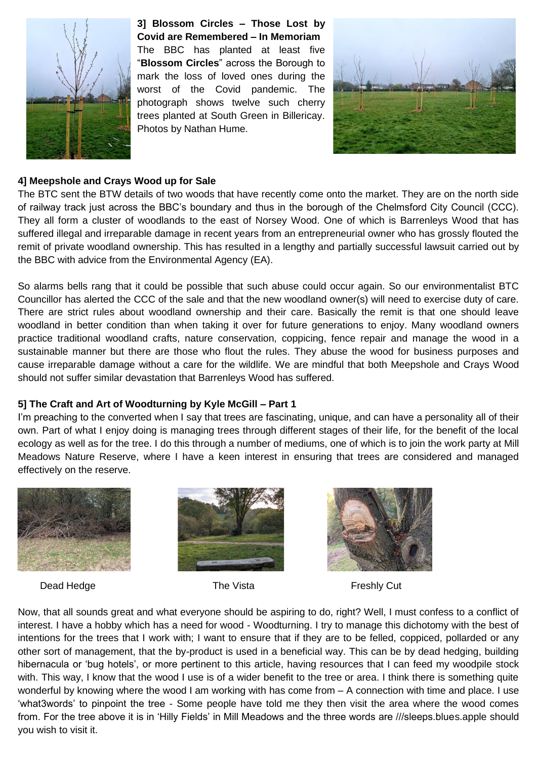**3] Blossom Circles – Those Lost by Covid are Remembered – In Memoriam**

The BBC has planted at least five "**Blossom Circles**" across the Borough to mark the loss of loved ones during the worst of the Covid pandemic. The photograph shows such cherry trees planted at South Green in Billericay. Photos by Nathan Hume.

**4] Meepshole and Crays Wood up for Sale**

The BTC sent the BTW details of two woods that have recently come onto the market. They are on the north side of railway track just across the BBC's boundary and thus in the borough of the Chelmsford City Council (CCC). They all form a cluster of woodlands to the east of Norsey Wood. One of which is Barrenleys Wood that has suffered illegal and irreparable damage in recent years from an entrepreneurial owner who has grossly flouted the remit of private woodland ownership. This has resulted in a lengthy and partially successful lawsuit carried out by the BBC with advice from the Environmental Agency (EA).

So alarms bells rang that it could be possible that such abuse could occur again. So our environmentalist BTC Councillor has alerted the CCC of the sale and that the new woodland owner(s) will need to exercise duty of care. There are strict rules about woodland ownership and their care. Basically the remit is that one should leave woodland in better condition than when taking it over for future generations to enjoy. Many woodland owners practice traditional woodland crafts, nature conservation, coppicing, fence repair and manage the wood in a sustainable manner but there are those who flout the rules. They abuse the wood for business purposes and cause irreparable damage without a care for the wildlife. We are mindful that both Meepshole and Crays Wood should not suffer similar devastation that Barrenleys Wood has suffered.

**5] The Craft and Art of Woodturning by Kyle McGill – Part 1**

I'm preaching to the converted when I say that trees are fascinating, unique, and can have a personality all of their own. Part of what I enjoy doing is managing trees through different stages of their life, for the benefit of the local ecology as well as for the tree. I do this through a number of mediums, one of which is to join the work party at Mill Meadows Nature Reserve, where I have a keen interest in ensuring that trees are considered and managed effectively on the reserve.

Dead Hedge

The Vista

Freshly Cut

Now, that all sounds great and what everyone should be aspiring to do, right? Well, I must confess to a conflict of interest. I have a hobby which has a need for wood - Woodturning. I try to manage this dichotomy with the best of intentions for the trees that I work with; I want to ensure that if they are to be felled, coppiced, pollarded or any other sort of management, that the by-product is used in a beneficial way. This can be by dead hedging, building hibernacula or 'bug hotels', or more pertinent to this article, having resources that I can feed my woodpile stock with. This way, I know that the wood I use is of a wider benefit to the tree or area. I think there is something quite wonderful by knowing where the wood I am working with has come from – A connection with time and place. I use 'what3words' to pinpoint the tree - Some people have told me they then visit the area where the wood comes from. For the tree above it is in 'Hilly Fields' in Mill Meadows and the three words are ///sleeps.blues.apple should you wish to visit it.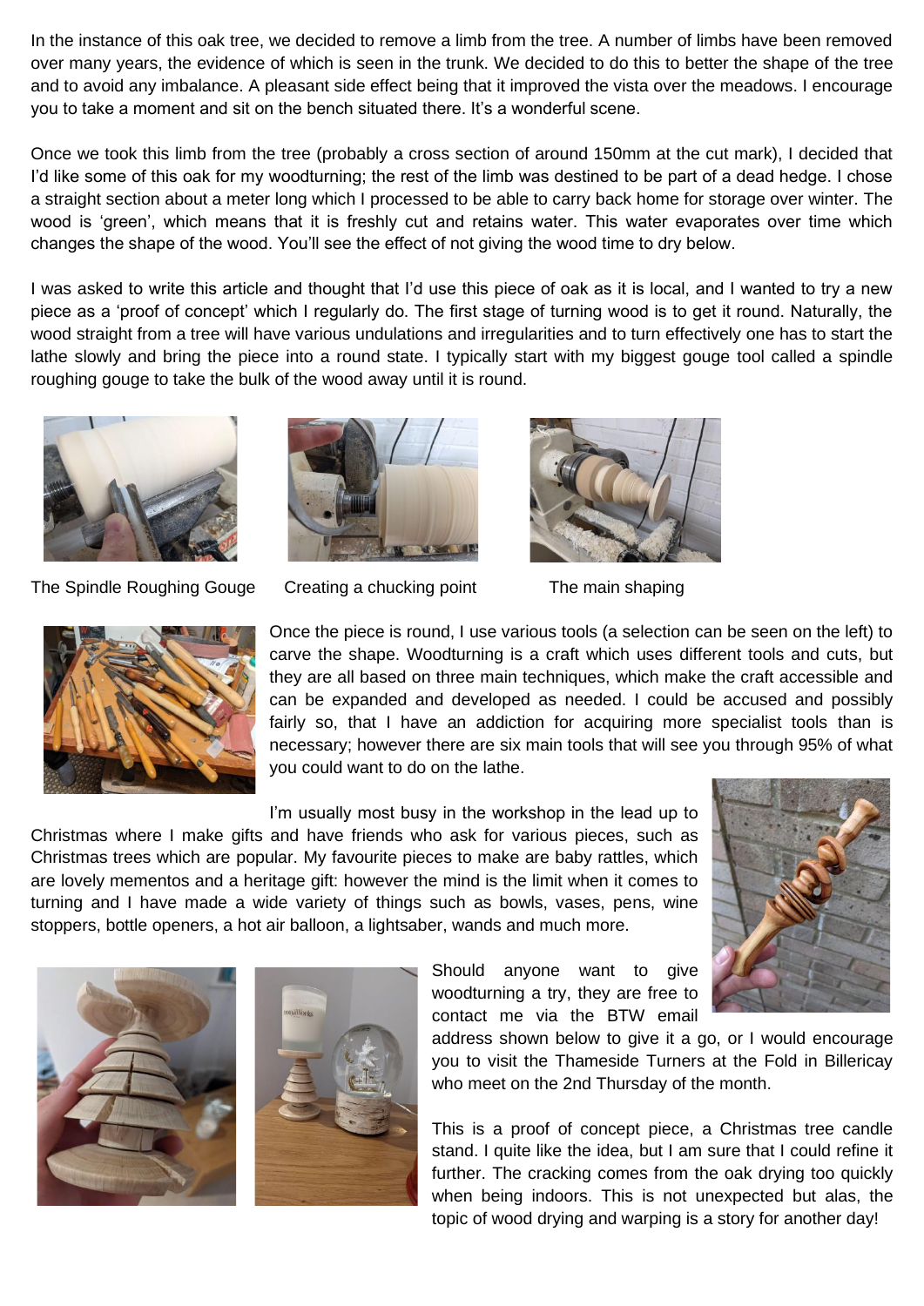In the instance of this oak tree, we decided to remove a limb from the tree. A number of limbs have been removed over many years, the evidence of which is seen in the trunk. We decided to do this to better the shape of the tree and to avoid any imbalance. A pleasant side effect being that it improved the vista over the meadows. I encourage you to take a moment and sit on the bench situated there. It's a wonderful scene.

Once we took this limb from the tree (probably a cross section of around 150mm at the cut mark), I decided that I'd like some of this oak for my woodturning; the rest of the limb was destined to be part of a dead hedge. I chose a straight section about a meter long which I processed to be able to carry back home for storage over winter. The wood is 'green', which means that it is freshly cut and retains water. This water evaporates over time which changes the shape of the wood. You'll see the effect of not giving the wood time to dry below.

I was asked to write this article and thought that I'd use this piece of oak as it is local, and I wanted to try a new piece as a 'proof of concept' which I regularly do. The first stage of turning wood is to get it round. Naturally, the wood straight from a tree will have various undulations and irregularities and to turn effectively one has to start the lathe slowly and bring the piece into a round state. I typically start with my biggest gouge tool called a spindle roughing gouge to take the bulk of the wood away until it is round.

The Spindle Roughing Gouge

Creating a chucking point

The main shaping

Once the piece is round, I use various tools (a selection can be seen on the left) to carve the shape. Woodturning is a craft which uses different tools and cuts, but they are all based on three main techniques, which make the craft accessible and can be expanded and developed as needed. I could be accused and possibly fairly so, that I have an addiction for acquiring more specialist tools than is necessary; however there are six main tools that will see you through 95% of what you could want to do on the lathe.

I'm usually most busy in the workshop in the lead up to Christmas where I make gifts and have friends who ask for various pieces, such as Christmas trees which are popular. My favourite pieces to make are baby rattles, which are lovely mementos and a heritage gift: however the mind is the limit when it comes to turning and I have made a wide variety of things such as bowls, vases, pens, wine stoppers, bottle openers, a hot air balloon, a lightsaber, wands and much more.

Should anyone want to give woodturning a try, they are free to contact me via the BTW email address shown below to give it a go, or I would encourage you to visit the Thameside Turners at the Fold in Billericay who meet on the 2nd Thursday of the month.

This is a proof of concept piece, a Christmas tree candle stand. I quite like the idea, but I am sure that I could refine it further. The cracking comes from the oak drying too quickly when being indoors. This is not unexpected but alas, the topic of wood drying and warping is a story for another day!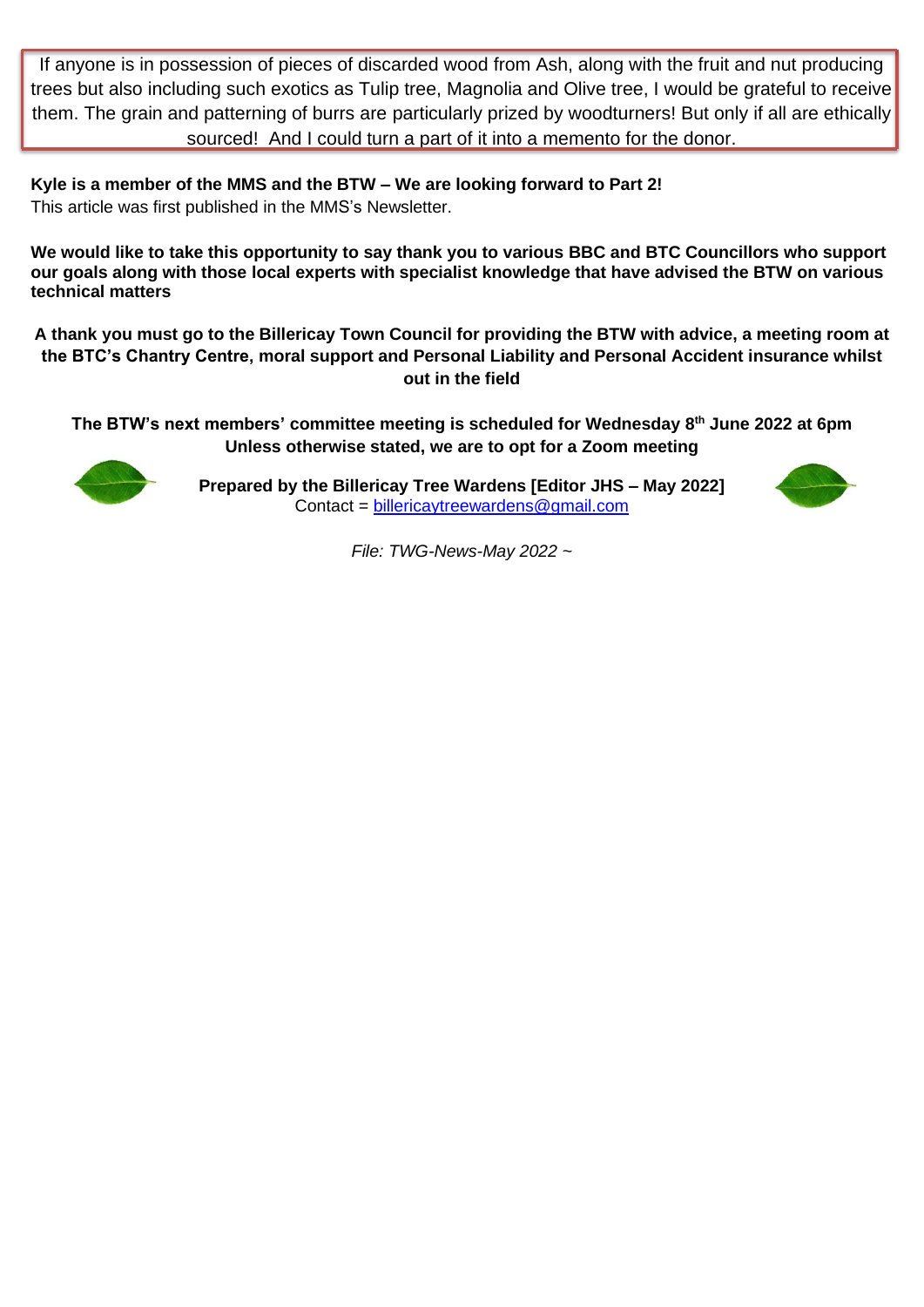If anyone is in possession of pieces of discarded wood from Ash, along with the fruit and nut producing trees but also including such exotics as Tulip tree, Magnolia and Olive tree, I would be grateful to receive them. The grain and patterning of burrs are particularly prized by woodturners! But only if all are ethically sourced! And I could turn a part of it into a memento for the donor.

**Kyle is a member of the MMS and the BTW – We are looking forward to Part 2!**
This article was first published in the MMS's Newsletter.

**We would like to take this opportunity to say thank you to various BBC and BTC Councillors who support our goals along with those local experts with specialist knowledge that have advised the BTW on various technical matters**

**A thank you must go to the Billericay Town Council for providing the BTW with advice, a meeting room at the BTC's Chantry Centre, moral support and Personal Liability and Personal Accident insurance whilst out in the field**

**The BTW's next members' committee meeting is scheduled for Wednesday 8th June 2022 at 6pm**
**Unless otherwise stated, we are to opt for a Zoom meeting**

**Prepared by the Billericay Tree Wardens [Editor JHS – May 2022]**
Contact = billericaytreewardens@gmail.com

*File: TWG-News-May 2022 ~*